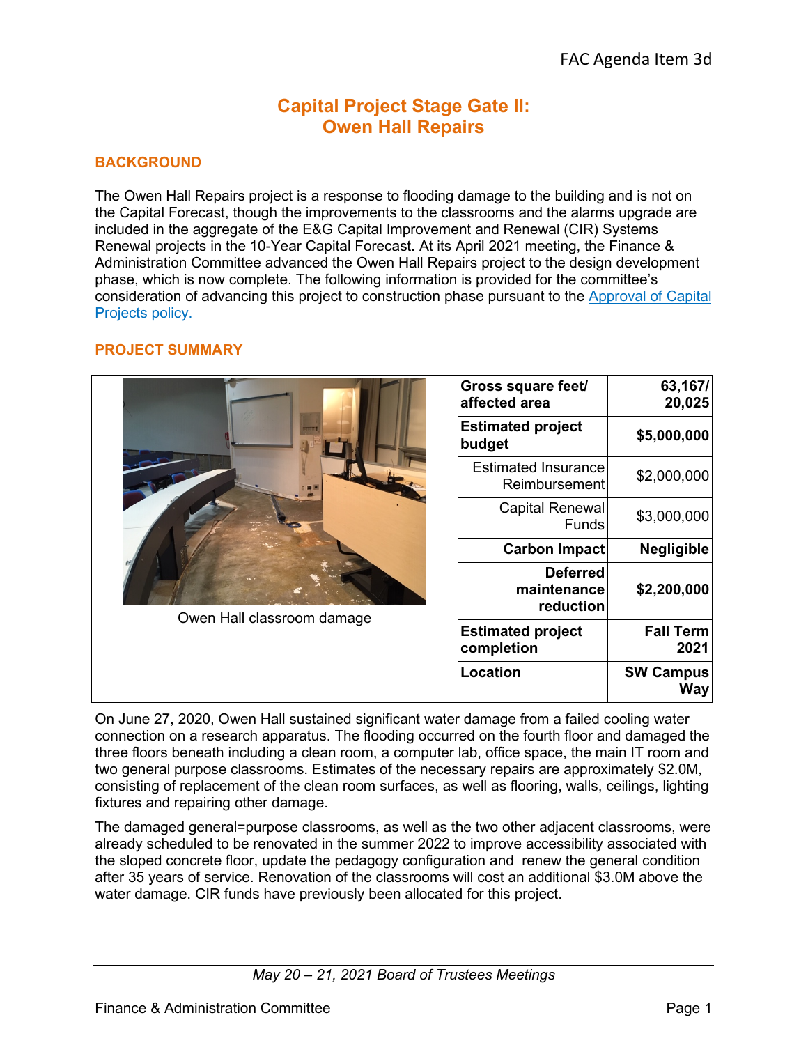# Capital Project Stage Gate II: Owen Hall Repairs

## BACKGROUND

The Owen Hall Repairs project is a response to flooding damage to the building and is not on the Capital Forecast, though the improvements to the classrooms and the alarms upgrade are included in the aggregate of the E&G Capital Improvement and Renewal (CIR) Systems Renewal projects in the 10-Year Capital Forecast. At its April 2021 meeting, the Finance & Administration Committee advanced the Owen Hall Repairs project to the design development phase, which is now complete. The following information is provided for the committee's consideration of advancing this project to construction phase pursuant to the Approval of Capital Projects policy.

## PROJECT SUMMARY

Owen Hall classroom damage

| | |
|---|---|
| **Gross square feet/ affected area** | **63,167/ 20,025** |
| **Estimated project budget** | **$5,000,000** |
| Estimated Insurance Reimbursement | $2,000,000 |
| Capital Renewal Funds | $3,000,000 |
| **Carbon Impact** | **Negligible** |
| **Deferred maintenance reduction** | **$2,200,000** |
| **Estimated project completion** | **Fall Term 2021** |
| **Location** | **SW Campus Way** |

On June 27, 2020, Owen Hall sustained significant water damage from a failed cooling water connection on a research apparatus. The flooding occurred on the fourth floor and damaged the three floors beneath including a clean room, a computer lab, office space, the main IT room and two general purpose classrooms. Estimates of the necessary repairs are approximately $2.0M, consisting of replacement of the clean room surfaces, as well as flooring, walls, ceilings, lighting fixtures and repairing other damage.

The damaged general=purpose classrooms, as well as the two other adjacent classrooms, were already scheduled to be renovated in the summer 2022 to improve accessibility associated with the sloped concrete floor, update the pedagogy configuration and renew the general condition after 35 years of service. Renovation of the classrooms will cost an additional $3.0M above the water damage. CIR funds have previously been allocated for this project.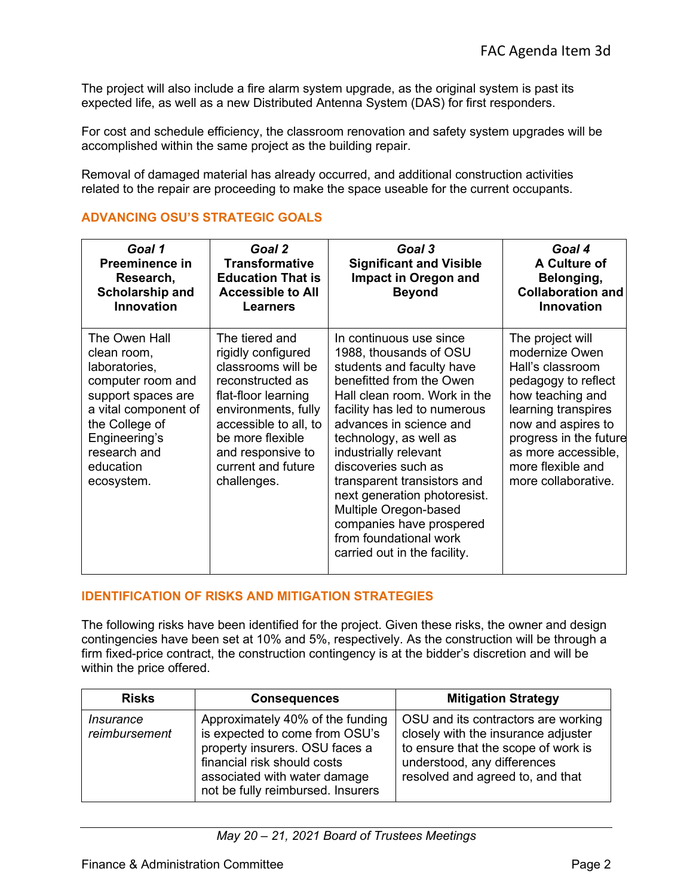The project will also include a fire alarm system upgrade, as the original system is past its expected life, as well as a new Distributed Antenna System (DAS) for first responders.

For cost and schedule efficiency, the classroom renovation and safety system upgrades will be accomplished within the same project as the building repair.

Removal of damaged material has already occurred, and additional construction activities related to the repair are proceeding to make the space useable for the current occupants.

## ADVANCING OSU'S STRATEGIC GOALS

| ***Goal 1*** **Preeminence in Research, Scholarship and Innovation** | ***Goal 2*** **Transformative Education That is Accessible to All Learners** | ***Goal 3*** **Significant and Visible Impact in Oregon and Beyond** | ***Goal 4*** **A Culture of Belonging, Collaboration and Innovation** |
|---|---|---|---|
| The Owen Hall clean room, laboratories, computer room and support spaces are a vital component of the College of Engineering's research and education ecosystem. | The tiered and rigidly configured classrooms will be reconstructed as flat-floor learning environments, fully accessible to all, to be more flexible and responsive to current and future challenges. | In continuous use since 1988, thousands of OSU students and faculty have benefitted from the Owen Hall clean room. Work in the facility has led to numerous advances in science and technology, as well as industrially relevant discoveries such as transparent transistors and next generation photoresist. Multiple Oregon-based companies have prospered from foundational work carried out in the facility. | The project will modernize Owen Hall's classroom pedagogy to reflect how teaching and learning transpires now and aspires to progress in the future as more accessible, more flexible and more collaborative. |

## IDENTIFICATION OF RISKS AND MITIGATION STRATEGIES

The following risks have been identified for the project. Given these risks, the owner and design contingencies have been set at 10% and 5%, respectively. As the construction will be through a firm fixed-price contract, the construction contingency is at the bidder's discretion and will be within the price offered.

| Risks | Consequences | Mitigation Strategy |
|---|---|---|
| *Insurance reimbursement* | Approximately 40% of the funding is expected to come from OSU's property insurers. OSU faces a financial risk should costs associated with water damage not be fully reimbursed. Insurers | OSU and its contractors are working closely with the insurance adjuster to ensure that the scope of work is understood, any differences resolved and agreed to, and that |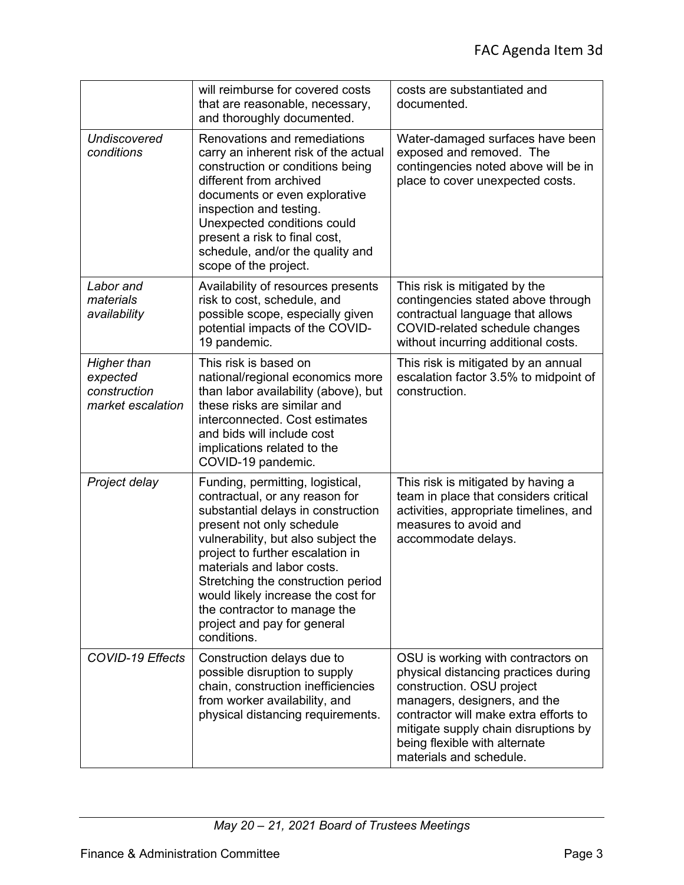| | | |
|---|---|---|
| | will reimburse for covered costs that are reasonable, necessary, and thoroughly documented. | costs are substantiated and documented. |
| *Undiscovered conditions* | Renovations and remediations carry an inherent risk of the actual construction or conditions being different from archived documents or even explorative inspection and testing. Unexpected conditions could present a risk to final cost, schedule, and/or the quality and scope of the project. | Water-damaged surfaces have been exposed and removed. The contingencies noted above will be in place to cover unexpected costs. |
| *Labor and materials availability* | Availability of resources presents risk to cost, schedule, and possible scope, especially given potential impacts of the COVID-19 pandemic. | This risk is mitigated by the contingencies stated above through contractual language that allows COVID-related schedule changes without incurring additional costs. |
| *Higher than expected construction market escalation* | This risk is based on national/regional economics more than labor availability (above), but these risks are similar and interconnected. Cost estimates and bids will include cost implications related to the COVID-19 pandemic. | This risk is mitigated by an annual escalation factor 3.5% to midpoint of construction. |
| *Project delay* | Funding, permitting, logistical, contractual, or any reason for substantial delays in construction present not only schedule vulnerability, but also subject the project to further escalation in materials and labor costs. Stretching the construction period would likely increase the cost for the contractor to manage the project and pay for general conditions. | This risk is mitigated by having a team in place that considers critical activities, appropriate timelines, and measures to avoid and accommodate delays. |
| *COVID-19 Effects* | Construction delays due to possible disruption to supply chain, construction inefficiencies from worker availability, and physical distancing requirements. | OSU is working with contractors on physical distancing practices during construction. OSU project managers, designers, and the contractor will make extra efforts to mitigate supply chain disruptions by being flexible with alternate materials and schedule. |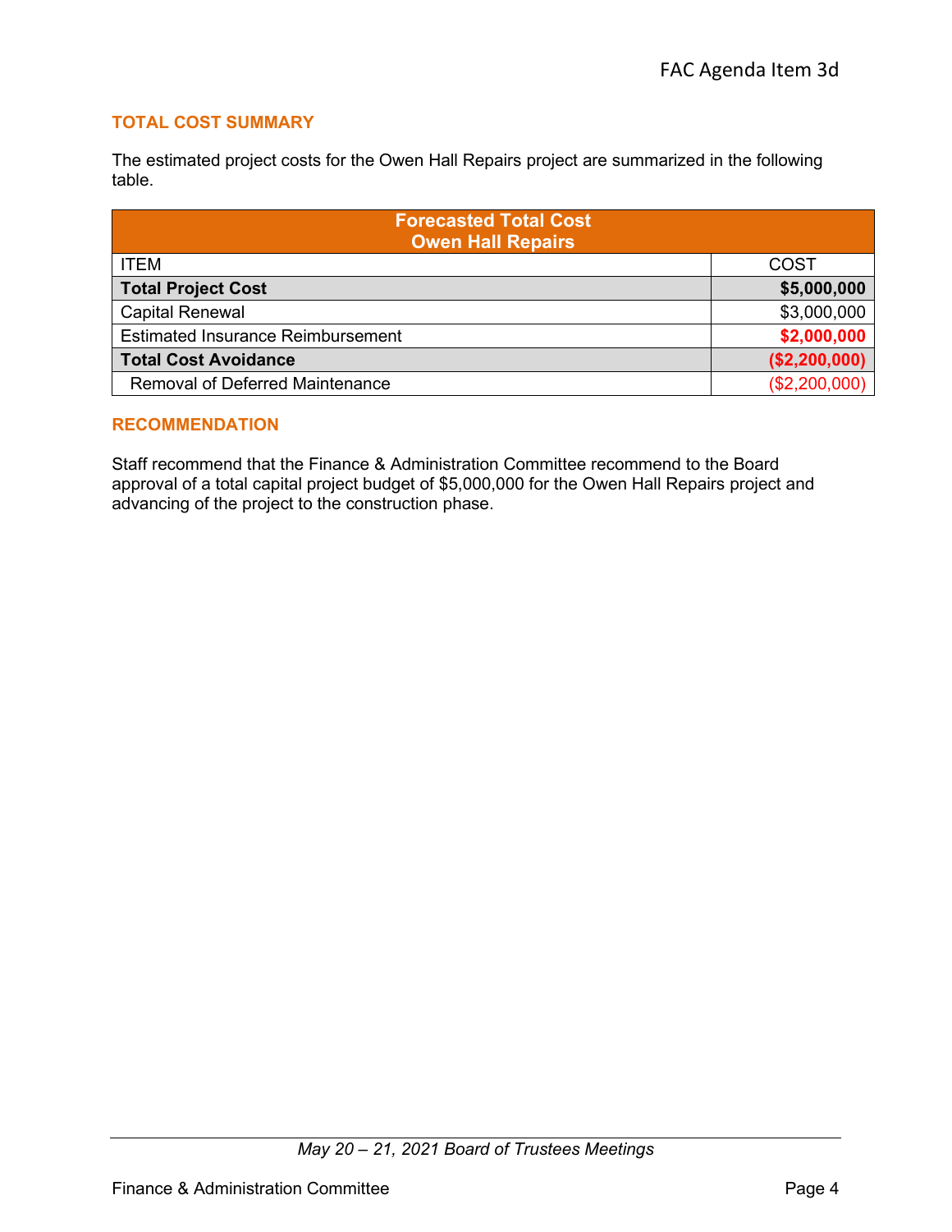### TOTAL COST SUMMARY

The estimated project costs for the Owen Hall Repairs project are summarized in the following table.

| Forecasted Total Cost<br>Owen Hall Repairs | |
|---|---|
| ITEM | COST |
| **Total Project Cost** | **$5,000,000** |
| Capital Renewal | $3,000,000 |
| Estimated Insurance Reimbursement | **$2,000,000** |
| **Total Cost Avoidance** | **($2,200,000)** |
| Removal of Deferred Maintenance | ($2,200,000) |

### RECOMMENDATION

Staff recommend that the Finance & Administration Committee recommend to the Board approval of a total capital project budget of $5,000,000 for the Owen Hall Repairs project and advancing of the project to the construction phase.